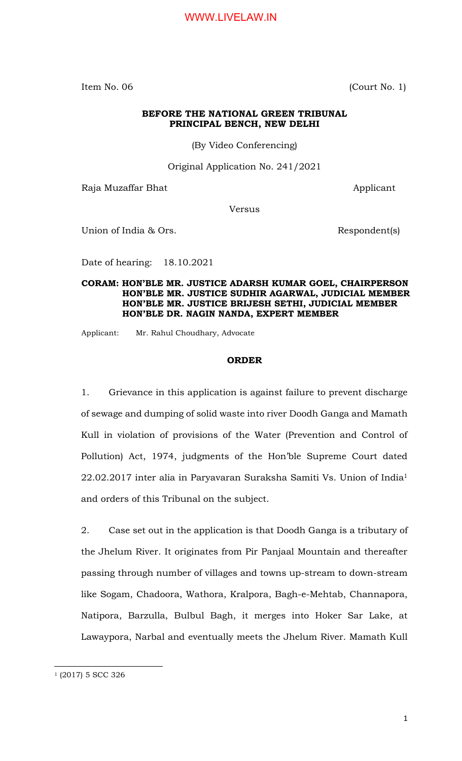Item No. 06 (Court No. 1)

**BEFORE THE NATIONAL GREEN TRIBUNAL**
**PRINCIPAL BENCH, NEW DELHI**

(By Video Conferencing)

Original Application No. 241/2021

Raja Muzaffar Bhat Applicant

Versus

Union of India & Ors. Respondent(s)

Date of hearing: 18.10.2021

**CORAM: HON'BLE MR. JUSTICE ADARSH KUMAR GOEL, CHAIRPERSON**
**HON'BLE MR. JUSTICE SUDHIR AGARWAL, JUDICIAL MEMBER**
**HON'BLE MR. JUSTICE BRIJESH SETHI, JUDICIAL MEMBER**
**HON'BLE DR. NAGIN NANDA, EXPERT MEMBER**

Applicant: Mr. Rahul Choudhary, Advocate

**ORDER**

1. Grievance in this application is against failure to prevent discharge of sewage and dumping of solid waste into river Doodh Ganga and Mamath Kull in violation of provisions of the Water (Prevention and Control of Pollution) Act, 1974, judgments of the Hon'ble Supreme Court dated 22.02.2017 inter alia in Paryavaran Suraksha Samiti Vs. Union of India[1] and orders of this Tribunal on the subject.

2. Case set out in the application is that Doodh Ganga is a tributary of the Jhelum River. It originates from Pir Panjaal Mountain and thereafter passing through number of villages and towns up-stream to down-stream like Sogam, Chadoora, Wathora, Kralpora, Bagh-e-Mehtab, Channapora, Natipora, Barzulla, Bulbul Bagh, it merges into Hoker Sar Lake, at Lawaypora, Narbal and eventually meets the Jhelum River. Mamath Kull

[1] (2017) 5 SCC 326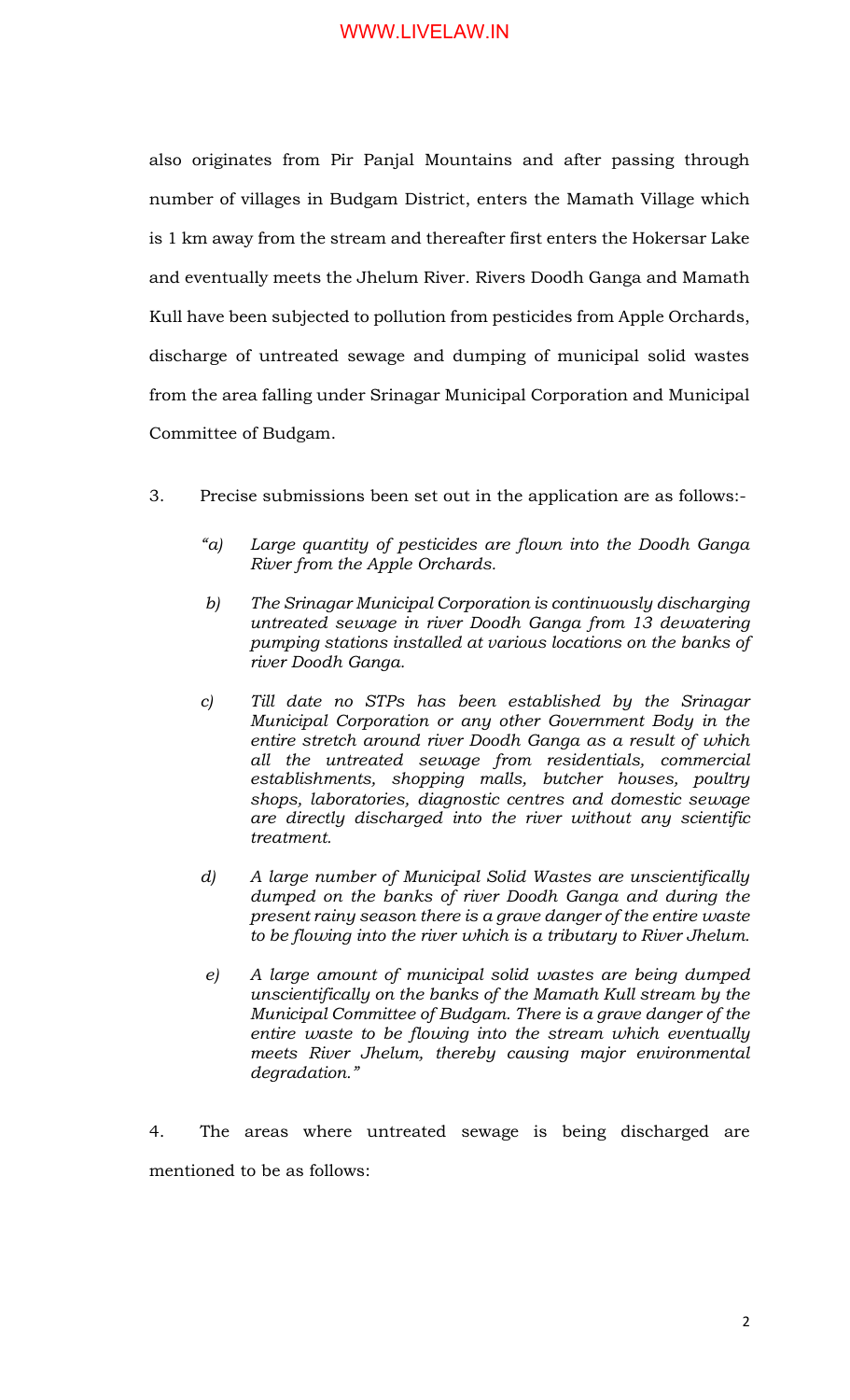also originates from Pir Panjal Mountains and after passing through number of villages in Budgam District, enters the Mamath Village which is 1 km away from the stream and thereafter first enters the Hokersar Lake and eventually meets the Jhelum River. Rivers Doodh Ganga and Mamath Kull have been subjected to pollution from pesticides from Apple Orchards, discharge of untreated sewage and dumping of municipal solid wastes from the area falling under Srinagar Municipal Corporation and Municipal Committee of Budgam.

3. Precise submissions been set out in the application are as follows:-

> *"a) Large quantity of pesticides are flown into the Doodh Ganga River from the Apple Orchards.*
>
> *b) The Srinagar Municipal Corporation is continuously discharging untreated sewage in river Doodh Ganga from 13 dewatering pumping stations installed at various locations on the banks of river Doodh Ganga.*
>
> *c) Till date no STPs has been established by the Srinagar Municipal Corporation or any other Government Body in the entire stretch around river Doodh Ganga as a result of which all the untreated sewage from residentials, commercial establishments, shopping malls, butcher houses, poultry shops, laboratories, diagnostic centres and domestic sewage are directly discharged into the river without any scientific treatment.*
>
> *d) A large number of Municipal Solid Wastes are unscientifically dumped on the banks of river Doodh Ganga and during the present rainy season there is a grave danger of the entire waste to be flowing into the river which is a tributary to River Jhelum.*
>
> *e) A large amount of municipal solid wastes are being dumped unscientifically on the banks of the Mamath Kull stream by the Municipal Committee of Budgam. There is a grave danger of the entire waste to be flowing into the stream which eventually meets River Jhelum, thereby causing major environmental degradation."*

4. The areas where untreated sewage is being discharged are mentioned to be as follows: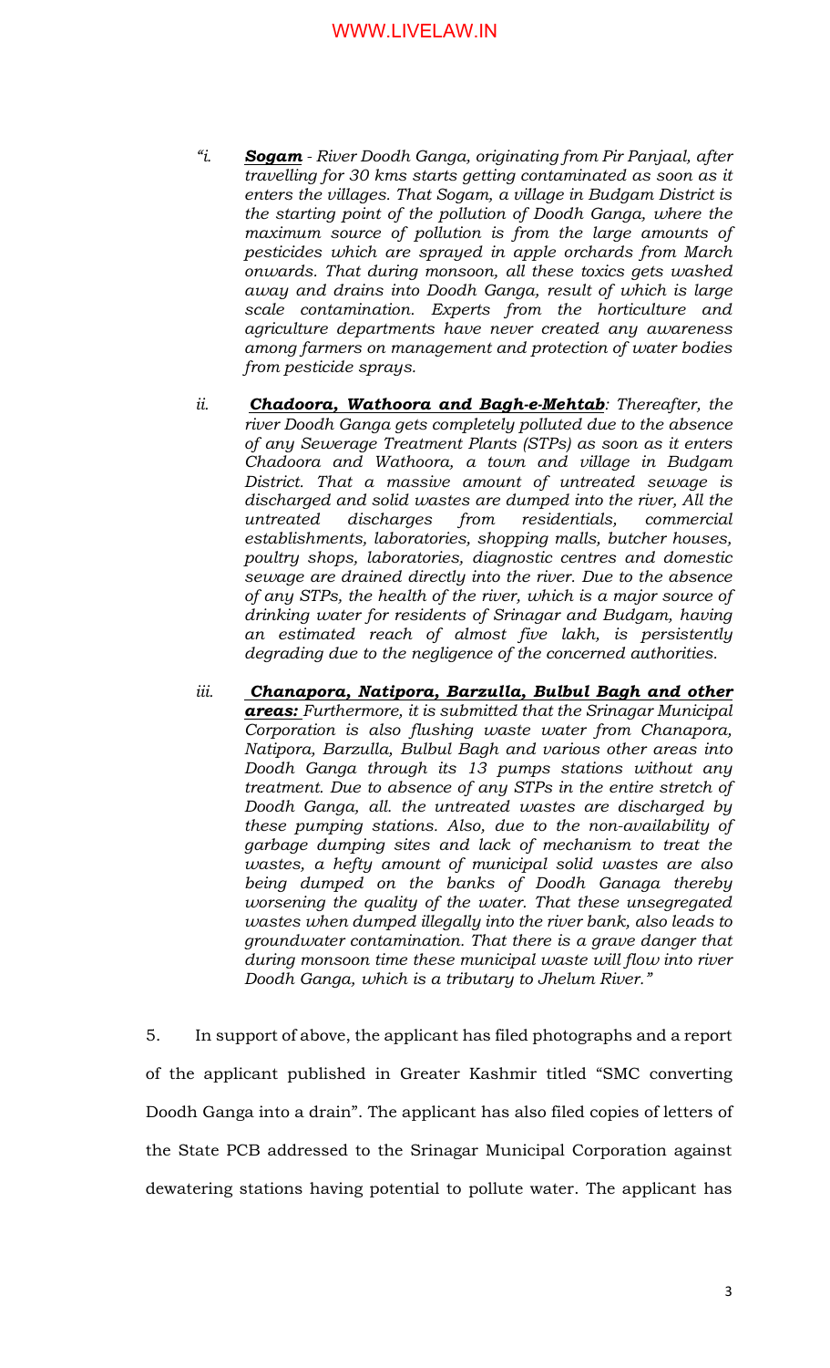*"i.* ***Sogam*** *- River Doodh Ganga, originating from Pir Panjaal, after travelling for 30 kms starts getting contaminated as soon as it enters the villages. That Sogam, a village in Budgam District is the starting point of the pollution of Doodh Ganga, where the maximum source of pollution is from the large amounts of pesticides which are sprayed in apple orchards from March onwards. That during monsoon, all these toxics gets washed away and drains into Doodh Ganga, result of which is large scale contamination. Experts from the horticulture and agriculture departments have never created any awareness among farmers on management and protection of water bodies from pesticide sprays.*

*ii.* ***Chadoora, Wathoora and Bagh-e-Mehtab****: Thereafter, the river Doodh Ganga gets completely polluted due to the absence of any Sewerage Treatment Plants (STPs) as soon as it enters Chadoora and Wathoora, a town and village in Budgam District. That a massive amount of untreated sewage is discharged and solid wastes are dumped into the river, All the untreated discharges from residentials, commercial establishments, laboratories, shopping malls, butcher houses, poultry shops, laboratories, diagnostic centres and domestic sewage are drained directly into the river. Due to the absence of any STPs, the health of the river, which is a major source of drinking water for residents of Srinagar and Budgam, having an estimated reach of almost five lakh, is persistently degrading due to the negligence of the concerned authorities.*

*iii.* ***Chanapora, Natipora, Barzulla, Bulbul Bagh and other areas:*** *Furthermore, it is submitted that the Srinagar Municipal Corporation is also flushing waste water from Chanapora, Natipora, Barzulla, Bulbul Bagh and various other areas into Doodh Ganga through its 13 pumps stations without any treatment. Due to absence of any STPs in the entire stretch of Doodh Ganga, all. the untreated wastes are discharged by these pumping stations. Also, due to the non-availability of garbage dumping sites and lack of mechanism to treat the wastes, a hefty amount of municipal solid wastes are also being dumped on the banks of Doodh Ganaga thereby worsening the quality of the water. That these unsegregated wastes when dumped illegally into the river bank, also leads to groundwater contamination. That there is a grave danger that during monsoon time these municipal waste will flow into river Doodh Ganga, which is a tributary to Jhelum River."*

5. In support of above, the applicant has filed photographs and a report of the applicant published in Greater Kashmir titled "SMC converting Doodh Ganga into a drain". The applicant has also filed copies of letters of the State PCB addressed to the Srinagar Municipal Corporation against dewatering stations having potential to pollute water. The applicant has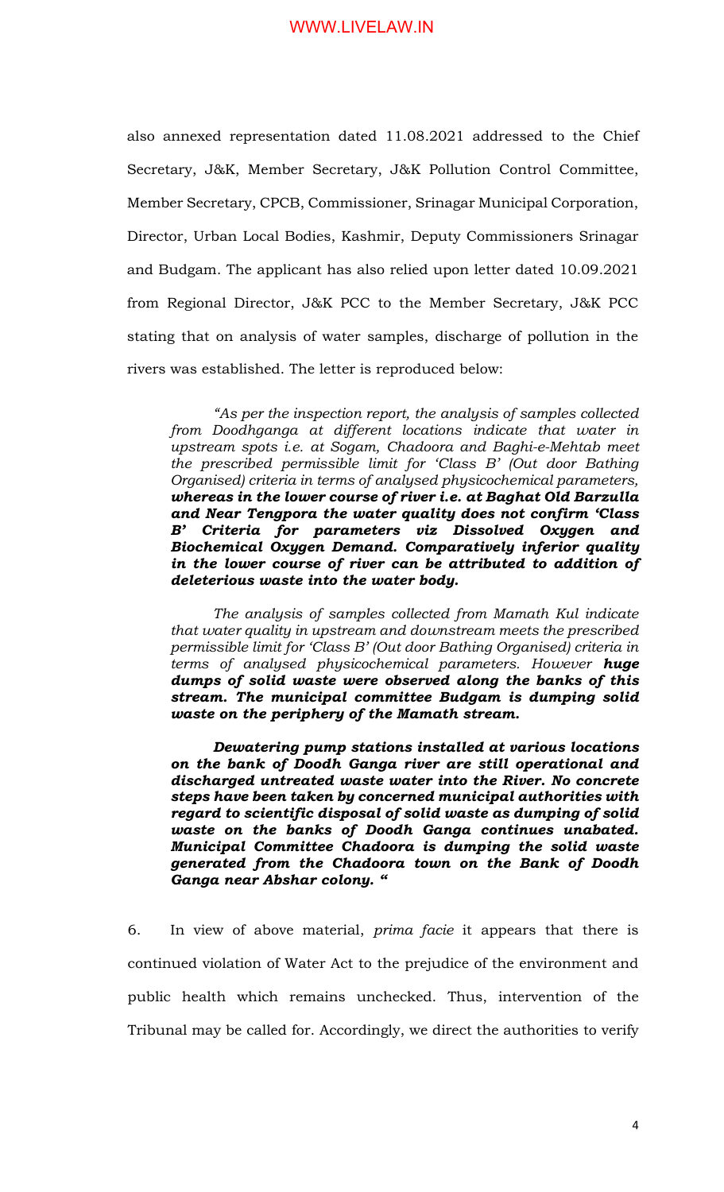also annexed representation dated 11.08.2021 addressed to the Chief Secretary, J&K, Member Secretary, J&K Pollution Control Committee, Member Secretary, CPCB, Commissioner, Srinagar Municipal Corporation, Director, Urban Local Bodies, Kashmir, Deputy Commissioners Srinagar and Budgam. The applicant has also relied upon letter dated 10.09.2021 from Regional Director, J&K PCC to the Member Secretary, J&K PCC stating that on analysis of water samples, discharge of pollution in the rivers was established. The letter is reproduced below:

> *"As per the inspection report, the analysis of samples collected from Doodhganga at different locations indicate that water in upstream spots i.e. at Sogam, Chadoora and Baghi-e-Mehtab meet the prescribed permissible limit for 'Class B' (Out door Bathing Organised) criteria in terms of analysed physicochemical parameters,* ***whereas in the lower course of river i.e. at Baghat Old Barzulla and Near Tengpora the water quality does not confirm 'Class B' Criteria for parameters viz Dissolved Oxygen and Biochemical Oxygen Demand. Comparatively inferior quality in the lower course of river can be attributed to addition of deleterious waste into the water body.***
>
> *The analysis of samples collected from Mamath Kul indicate that water quality in upstream and downstream meets the prescribed permissible limit for 'Class B' (Out door Bathing Organised) criteria in terms of analysed physicochemical parameters. However* ***huge dumps of solid waste were observed along the banks of this stream. The municipal committee Budgam is dumping solid waste on the periphery of the Mamath stream.***
>
> ***Dewatering pump stations installed at various locations on the bank of Doodh Ganga river are still operational and discharged untreated waste water into the River. No concrete steps have been taken by concerned municipal authorities with regard to scientific disposal of solid waste as dumping of solid waste on the banks of Doodh Ganga continues unabated. Municipal Committee Chadoora is dumping the solid waste generated from the Chadoora town on the Bank of Doodh Ganga near Abshar colony. "***

6. In view of above material, *prima facie* it appears that there is continued violation of Water Act to the prejudice of the environment and public health which remains unchecked. Thus, intervention of the Tribunal may be called for. Accordingly, we direct the authorities to verify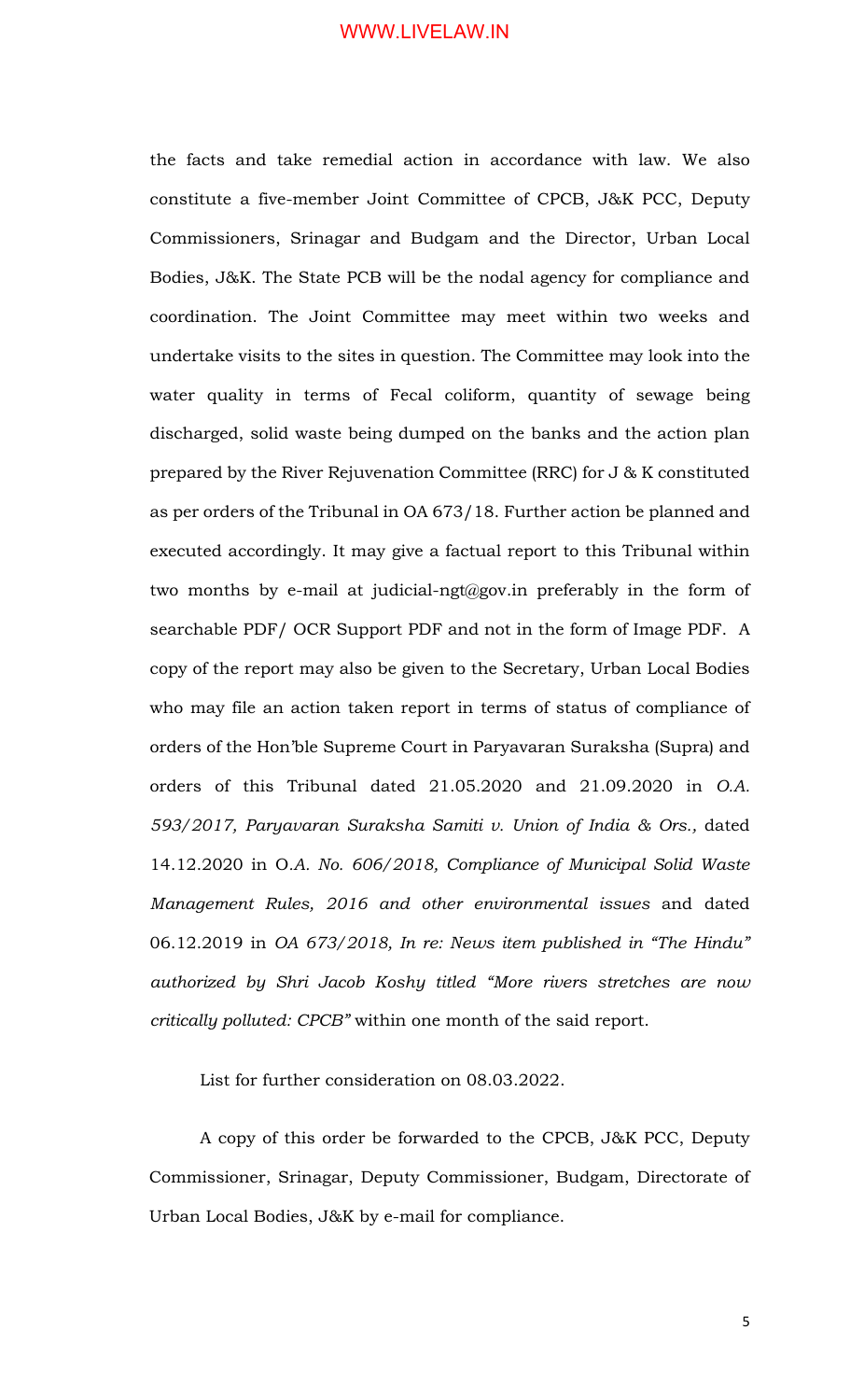the facts and take remedial action in accordance with law. We also constitute a five-member Joint Committee of CPCB, J&K PCC, Deputy Commissioners, Srinagar and Budgam and the Director, Urban Local Bodies, J&K. The State PCB will be the nodal agency for compliance and coordination. The Joint Committee may meet within two weeks and undertake visits to the sites in question. The Committee may look into the water quality in terms of Fecal coliform, quantity of sewage being discharged, solid waste being dumped on the banks and the action plan prepared by the River Rejuvenation Committee (RRC) for J & K constituted as per orders of the Tribunal in OA 673/18. Further action be planned and executed accordingly. It may give a factual report to this Tribunal within two months by e-mail at judicial-ngt@gov.in preferably in the form of searchable PDF/ OCR Support PDF and not in the form of Image PDF. A copy of the report may also be given to the Secretary, Urban Local Bodies who may file an action taken report in terms of status of compliance of orders of the Hon'ble Supreme Court in Paryavaran Suraksha (Supra) and orders of this Tribunal dated 21.05.2020 and 21.09.2020 in *O.A. 593/2017, Paryavaran Suraksha Samiti v. Union of India & Ors.,* dated 14.12.2020 in O*.A. No. 606/2018, Compliance of Municipal Solid Waste Management Rules, 2016 and other environmental issues* and dated 06.12.2019 in *OA 673/2018, In re: News item published in "The Hindu" authorized by Shri Jacob Koshy titled "More rivers stretches are now critically polluted: CPCB"* within one month of the said report.

List for further consideration on 08.03.2022.

A copy of this order be forwarded to the CPCB, J&K PCC, Deputy Commissioner, Srinagar, Deputy Commissioner, Budgam, Directorate of Urban Local Bodies, J&K by e-mail for compliance.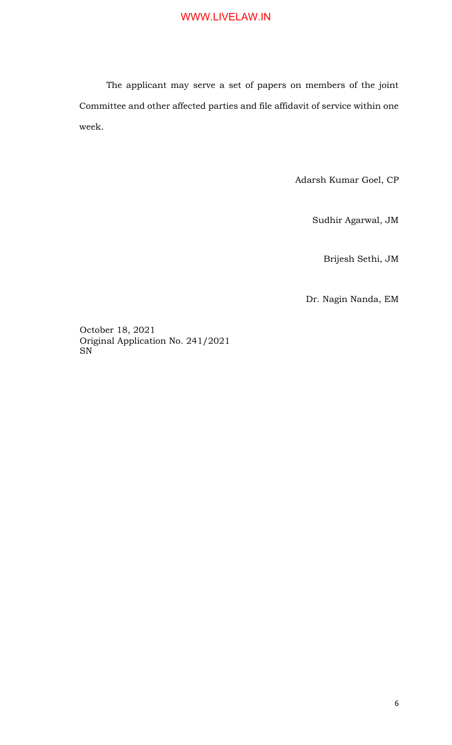The applicant may serve a set of papers on members of the joint Committee and other affected parties and file affidavit of service within one week.

Adarsh Kumar Goel, CP

Sudhir Agarwal, JM

Brijesh Sethi, JM

Dr. Nagin Nanda, EM

October 18, 2021
Original Application No. 241/2021
SN